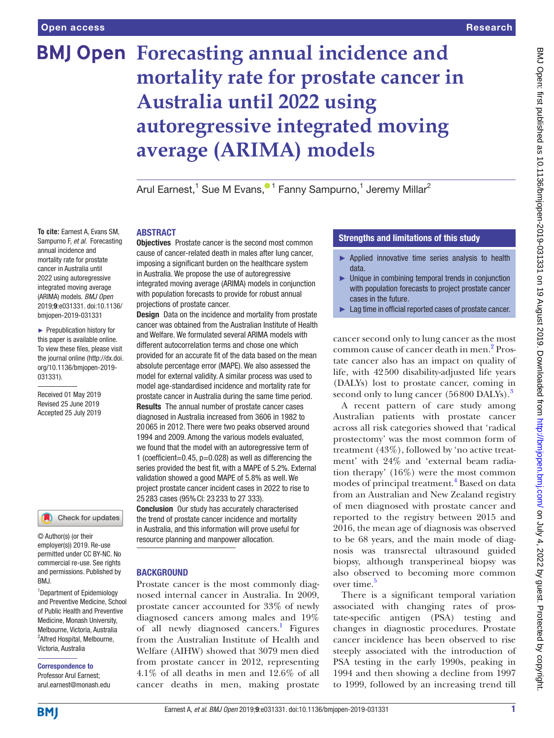# Forecasting annual incidence and mortality rate for prostate cancer in Australia until 2022 using autoregressive integrated moving average (ARIMA) models

Arul Earnest,[1] Sue M Evans,[1] Fanny Sampurno,[1] Jeremy Millar[2]

**To cite:** Earnest A, Evans SM, Sampurno F, *et al*. Forecasting annual incidence and mortality rate for prostate cancer in Australia until 2022 using autoregressive integrated moving average (ARIMA) models. *BMJ Open* 2019;**9**:e031331. doi:10.1136/bmjopen-2019-031331

► Prepublication history for this paper is available online. To view these files, please visit the journal online (http://dx.doi.org/10.1136/bmjopen-2019-031331).

Received 01 May 2019
Revised 25 June 2019
Accepted 25 July 2019

© Author(s) (or their employer(s)) 2019. Re-use permitted under CC BY-NC. No commercial re-use. See rights and permissions. Published by BMJ.

[1]Department of Epidemiology and Preventive Medicine, School of Public Health and Preventive Medicine, Monash University, Melbourne, Victoria, Australia
[2]Alfred Hospital, Melbourne, Victoria, Australia

**Correspondence to**
Professor Arul Earnest;
arul.earnest@monash.edu

## ABSTRACT

**Objectives** Prostate cancer is the second most common cause of cancer-related death in males after lung cancer, imposing a significant burden on the healthcare system in Australia. We propose the use of autoregressive integrated moving average (ARIMA) models in conjunction with population forecasts to provide for robust annual projections of prostate cancer.

**Design** Data on the incidence and mortality from prostate cancer was obtained from the Australian Institute of Health and Welfare. We formulated several ARIMA models with different autocorrelation terms and chose one which provided for an accurate fit of the data based on the mean absolute percentage error (MAPE). We also assessed the model for external validity. A similar process was used to model age-standardised incidence and mortality rate for prostate cancer in Australia during the same time period.

**Results** The annual number of prostate cancer cases diagnosed in Australia increased from 3606 in 1982 to 20 065 in 2012. There were two peaks observed around 1994 and 2009. Among the various models evaluated, we found that the model with an autoregressive term of 1 (coefficient=0.45, p=0.028) as well as differencing the series provided the best fit, with a MAPE of 5.2%. External validation showed a good MAPE of 5.8% as well. We project prostate cancer incident cases in 2022 to rise to 25 283 cases (95% CI: 23 233 to 27 333).

**Conclusion** Our study has accurately characterised the trend of prostate cancer incidence and mortality in Australia, and this information will prove useful for resource planning and manpower allocation.

## Strengths and limitations of this study

- ► Applied innovative time series analysis to health data.
- ► Unique in combining temporal trends in conjunction with population forecasts to project prostate cancer cases in the future.
- ► Lag time in official reported cases of prostate cancer.

## BACKGROUND

Prostate cancer is the most commonly diagnosed internal cancer in Australia. In 2009, prostate cancer accounted for 33% of newly diagnosed cancers among males and 19% of all newly diagnosed cancers.[1] Figures from the Australian Institute of Health and Welfare (AIHW) showed that 3079 men died from prostate cancer in 2012, representing 4.1% of all deaths in men and 12.6% of all cancer deaths in men, making prostate cancer second only to lung cancer as the most common cause of cancer death in men.[2] Prostate cancer also has an impact on quality of life, with 42 500 disability-adjusted life years (DALYs) lost to prostate cancer, coming in second only to lung cancer (56 800 DALYs).[3]

A recent pattern of care study among Australian patients with prostate cancer across all risk categories showed that 'radical prostectomy' was the most common form of treatment (43%), followed by 'no active treatment' with 24% and 'external beam radiation therapy' (16%) were the most common modes of principal treatment.[4] Based on data from an Australian and New Zealand registry of men diagnosed with prostate cancer and reported to the registry between 2015 and 2016, the mean age of diagnosis was observed to be 68 years, and the main mode of diagnosis was transrectal ultrasound guided biopsy, although transperineal biopsy was also observed to becoming more common over time.[5]

There is a significant temporal variation associated with changing rates of prostate-specific antigen (PSA) testing and changes in diagnostic procedures. Prostate cancer incidence has been observed to rise steeply associated with the introduction of PSA testing in the early 1990s, peaking in 1994 and then showing a decline from 1997 to 1999, followed by an increasing trend till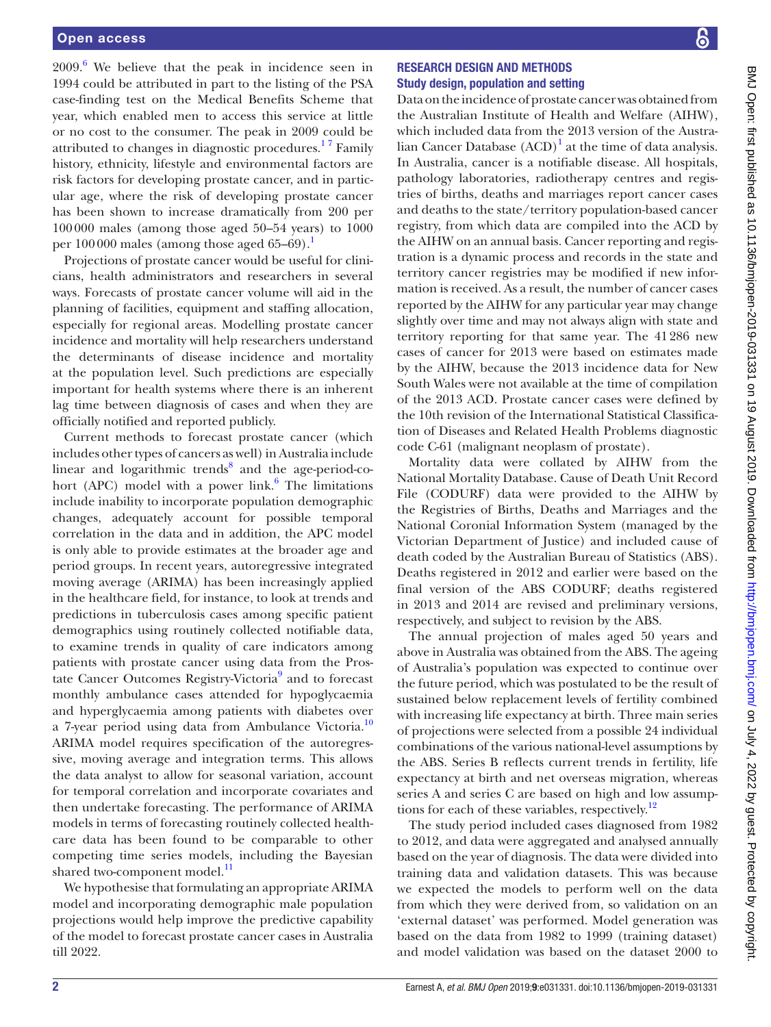2009.[6] We believe that the peak in incidence seen in 1994 could be attributed in part to the listing of the PSA case-finding test on the Medical Benefits Scheme that year, which enabled men to access this service at little or no cost to the consumer. The peak in 2009 could be attributed to changes in diagnostic procedures.[1,7] Family history, ethnicity, lifestyle and environmental factors are risk factors for developing prostate cancer, and in particular age, where the risk of developing prostate cancer has been shown to increase dramatically from 200 per 100 000 males (among those aged 50–54 years) to 1000 per 100 000 males (among those aged 65–69).[1]

Projections of prostate cancer would be useful for clinicians, health administrators and researchers in several ways. Forecasts of prostate cancer volume will aid in the planning of facilities, equipment and staffing allocation, especially for regional areas. Modelling prostate cancer incidence and mortality will help researchers understand the determinants of disease incidence and mortality at the population level. Such predictions are especially important for health systems where there is an inherent lag time between diagnosis of cases and when they are officially notified and reported publicly.

Current methods to forecast prostate cancer (which includes other types of cancers as well) in Australia include linear and logarithmic trends[8] and the age-period-cohort (APC) model with a power link.[6] The limitations include inability to incorporate population demographic changes, adequately account for possible temporal correlation in the data and in addition, the APC model is only able to provide estimates at the broader age and period groups. In recent years, autoregressive integrated moving average (ARIMA) has been increasingly applied in the healthcare field, for instance, to look at trends and predictions in tuberculosis cases among specific patient demographics using routinely collected notifiable data, to examine trends in quality of care indicators among patients with prostate cancer using data from the Prostate Cancer Outcomes Registry-Victoria[9] and to forecast monthly ambulance cases attended for hypoglycaemia and hyperglycaemia among patients with diabetes over a 7-year period using data from Ambulance Victoria.[10] ARIMA model requires specification of the autoregressive, moving average and integration terms. This allows the data analyst to allow for seasonal variation, account for temporal correlation and incorporate covariates and then undertake forecasting. The performance of ARIMA models in terms of forecasting routinely collected healthcare data has been found to be comparable to other competing time series models, including the Bayesian shared two-component model.[11]

We hypothesise that formulating an appropriate ARIMA model and incorporating demographic male population projections would help improve the predictive capability of the model to forecast prostate cancer cases in Australia till 2022.

## RESEARCH DESIGN AND METHODS

### Study design, population and setting

Data on the incidence of prostate cancer was obtained from the Australian Institute of Health and Welfare (AIHW), which included data from the 2013 version of the Australian Cancer Database (ACD)[1] at the time of data analysis. In Australia, cancer is a notifiable disease. All hospitals, pathology laboratories, radiotherapy centres and registries of births, deaths and marriages report cancer cases and deaths to the state/territory population-based cancer registry, from which data are compiled into the ACD by the AIHW on an annual basis. Cancer reporting and registration is a dynamic process and records in the state and territory cancer registries may be modified if new information is received. As a result, the number of cancer cases reported by the AIHW for any particular year may change slightly over time and may not always align with state and territory reporting for that same year. The 41 286 new cases of cancer for 2013 were based on estimates made by the AIHW, because the 2013 incidence data for New South Wales were not available at the time of compilation of the 2013 ACD. Prostate cancer cases were defined by the 10th revision of the International Statistical Classification of Diseases and Related Health Problems diagnostic code C-61 (malignant neoplasm of prostate).

Mortality data were collated by AIHW from the National Mortality Database. Cause of Death Unit Record File (CODURF) data were provided to the AIHW by the Registries of Births, Deaths and Marriages and the National Coronial Information System (managed by the Victorian Department of Justice) and included cause of death coded by the Australian Bureau of Statistics (ABS). Deaths registered in 2012 and earlier were based on the final version of the ABS CODURF; deaths registered in 2013 and 2014 are revised and preliminary versions, respectively, and subject to revision by the ABS.

The annual projection of males aged 50 years and above in Australia was obtained from the ABS. The ageing of Australia's population was expected to continue over the future period, which was postulated to be the result of sustained below replacement levels of fertility combined with increasing life expectancy at birth. Three main series of projections were selected from a possible 24 individual combinations of the various national-level assumptions by the ABS. Series B reflects current trends in fertility, life expectancy at birth and net overseas migration, whereas series A and series C are based on high and low assumptions for each of these variables, respectively.[12]

The study period included cases diagnosed from 1982 to 2012, and data were aggregated and analysed annually based on the year of diagnosis. The data were divided into training data and validation datasets. This was because we expected the models to perform well on the data from which they were derived from, so validation on an 'external dataset' was performed. Model generation was based on the data from 1982 to 1999 (training dataset) and model validation was based on the dataset 2000 to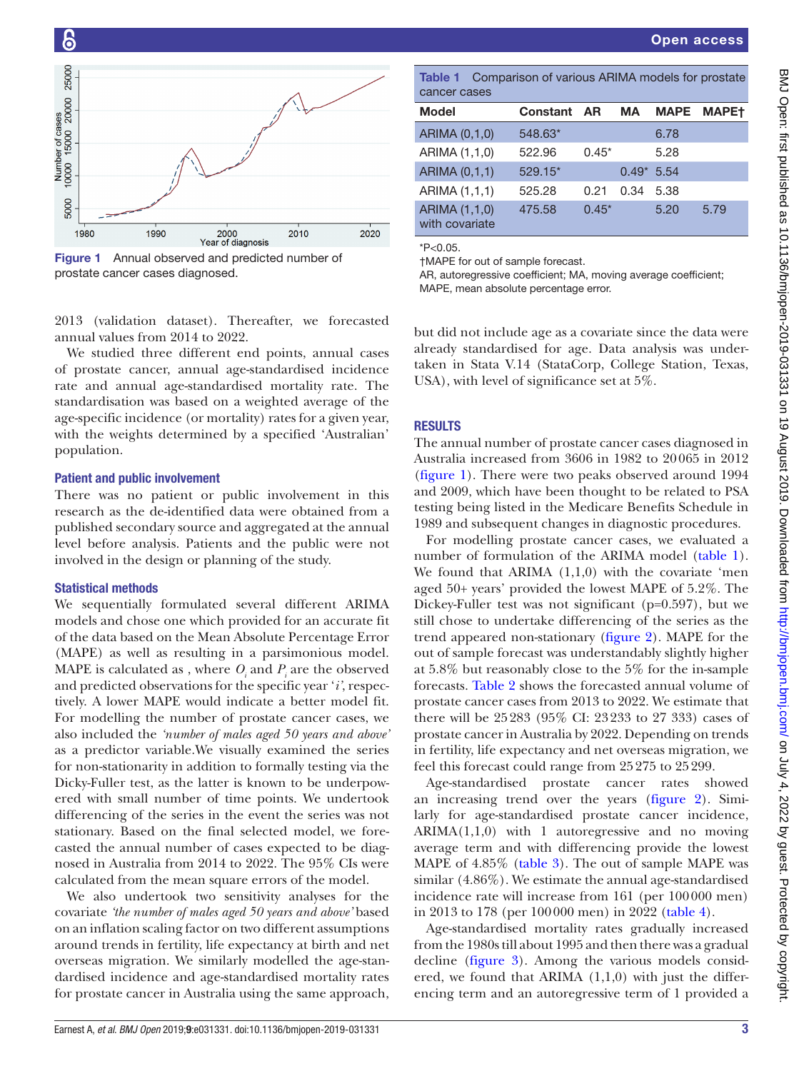Figure 1 Annual observed and predicted number of prostate cancer cases diagnosed.

2013 (validation dataset). Thereafter, we forecasted annual values from 2014 to 2022.

We studied three different end points, annual cases of prostate cancer, annual age-standardised incidence rate and annual age-standardised mortality rate. The standardisation was based on a weighted average of the age-specific incidence (or mortality) rates for a given year, with the weights determined by a specified 'Australian' population.

### Patient and public involvement

There was no patient or public involvement in this research as the de-identified data were obtained from a published secondary source and aggregated at the annual level before analysis. Patients and the public were not involved in the design or planning of the study.

### Statistical methods

We sequentially formulated several different ARIMA models and chose one which provided for an accurate fit of the data based on the Mean Absolute Percentage Error (MAPE) as well as resulting in a parsimonious model. MAPE is calculated as , where $O_i$ and $P_i$ are the observed and predicted observations for the specific year '$i$', respectively. A lower MAPE would indicate a better model fit. For modelling the number of prostate cancer cases, we also included the *'number of males aged 50 years and above'* as a predictor variable.We visually examined the series for non-stationarity in addition to formally testing via the Dicky-Fuller test, as the latter is known to be underpowered with small number of time points. We undertook differencing of the series in the event the series was not stationary. Based on the final selected model, we forecasted the annual number of cases expected to be diagnosed in Australia from 2014 to 2022. The 95% CIs were calculated from the mean square errors of the model.

We also undertook two sensitivity analyses for the covariate *'the number of males aged 50 years and above'* based on an inflation scaling factor on two different assumptions around trends in fertility, life expectancy at birth and net overseas migration. We similarly modelled the age-standardised incidence and age-standardised mortality rates for prostate cancer in Australia using the same approach,

**Table 1** Comparison of various ARIMA models for prostate cancer cases

| Model | Constant | AR | MA | MAPE | MAPE† |
|---|---|---|---|---|---|
| ARIMA (0,1,0) | 548.63* | | | 6.78 | |
| ARIMA (1,1,0) | 522.96 | 0.45* | | 5.28 | |
| ARIMA (0,1,1) | 529.15* | | 0.49* | 5.54 | |
| ARIMA (1,1,1) | 525.28 | 0.21 | 0.34 | 5.38 | |
| ARIMA (1,1,0) with covariate | 475.58 | 0.45* | | 5.20 | 5.79 |

*P<0.05.
†MAPE for out of sample forecast.
AR, autoregressive coefficient; MA, moving average coefficient; MAPE, mean absolute percentage error.

but did not include age as a covariate since the data were already standardised for age. Data analysis was undertaken in Stata V.14 (StataCorp, College Station, Texas, USA), with level of significance set at 5%.

## RESULTS

The annual number of prostate cancer cases diagnosed in Australia increased from 3606 in 1982 to 20 065 in 2012 (figure 1). There were two peaks observed around 1994 and 2009, which have been thought to be related to PSA testing being listed in the Medicare Benefits Schedule in 1989 and subsequent changes in diagnostic procedures.

For modelling prostate cancer cases, we evaluated a number of formulation of the ARIMA model (table 1). We found that ARIMA (1,1,0) with the covariate 'men aged 50+ years' provided the lowest MAPE of 5.2%. The Dickey-Fuller test was not significant (p=0.597), but we still chose to undertake differencing of the series as the trend appeared non-stationary (figure 2). MAPE for the out of sample forecast was understandably slightly higher at 5.8% but reasonably close to the 5% for the in-sample forecasts. Table 2 shows the forecasted annual volume of prostate cancer cases from 2013 to 2022. We estimate that there will be 25 283 (95% CI: 23 233 to 27 333) cases of prostate cancer in Australia by 2022. Depending on trends in fertility, life expectancy and net overseas migration, we feel this forecast could range from 25 275 to 25 299.

Age-standardised prostate cancer rates showed an increasing trend over the years (figure 2). Similarly for age-standardised prostate cancer incidence, ARIMA(1,1,0) with 1 autoregressive and no moving average term and with differencing provide the lowest MAPE of 4.85% (table 3). The out of sample MAPE was similar (4.86%). We estimate the annual age-standardised incidence rate will increase from 161 (per 100 000 men) in 2013 to 178 (per 100 000 men) in 2022 (table 4).

Age-standardised mortality rates gradually increased from the 1980s till about 1995 and then there was a gradual decline (figure 3). Among the various models considered, we found that ARIMA (1,1,0) with just the differencing term and an autoregressive term of 1 provided a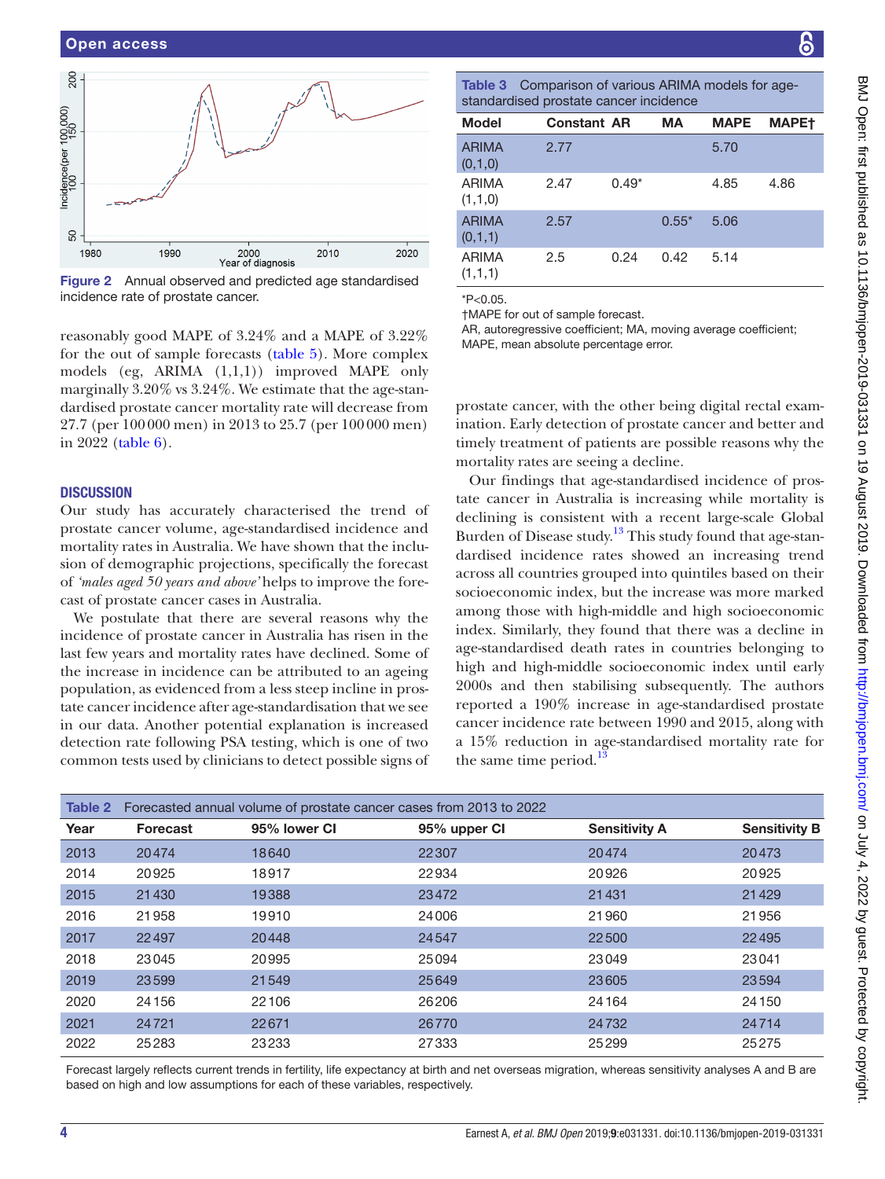Figure 2 Annual observed and predicted age standardised incidence rate of prostate cancer.

reasonably good MAPE of 3.24% and a MAPE of 3.22% for the out of sample forecasts (table 5). More complex models (eg, ARIMA (1,1,1)) improved MAPE only marginally 3.20% vs 3.24%. We estimate that the age-standardised prostate cancer mortality rate will decrease from 27.7 (per 100 000 men) in 2013 to 25.7 (per 100 000 men) in 2022 (table 6).

## DISCUSSION

Our study has accurately characterised the trend of prostate cancer volume, age-standardised incidence and mortality rates in Australia. We have shown that the inclusion of demographic projections, specifically the forecast of *'males aged 50 years and above'* helps to improve the forecast of prostate cancer cases in Australia.

We postulate that there are several reasons why the incidence of prostate cancer in Australia has risen in the last few years and mortality rates have declined. Some of the increase in incidence can be attributed to an ageing population, as evidenced from a less steep incline in prostate cancer incidence after age-standardisation that we see in our data. Another potential explanation is increased detection rate following PSA testing, which is one of two common tests used by clinicians to detect possible signs of prostate cancer, with the other being digital rectal examination. Early detection of prostate cancer and better and timely treatment of patients are possible reasons why the mortality rates are seeing a decline.

Our findings that age-standardised incidence of prostate cancer in Australia is increasing while mortality is declining is consistent with a recent large-scale Global Burden of Disease study.[13] This study found that age-standardised incidence rates showed an increasing trend across all countries grouped into quintiles based on their socioeconomic index, but the increase was more marked among those with high-middle and high socioeconomic index. Similarly, they found that there was a decline in age-standardised death rates in countries belonging to high and high-middle socioeconomic index until early 2000s and then stabilising subsequently. The authors reported a 190% increase in age-standardised prostate cancer incidence rate between 1990 and 2015, along with a 15% reduction in age-standardised mortality rate for the same time period.[13]

**Table 3** Comparison of various ARIMA models for age-standardised prostate cancer incidence

| Model | Constant | AR | MA | MAPE | MAPE† |
|---|---|---|---|---|---|
| ARIMA (0,1,0) | 2.77 | | | 5.70 | |
| ARIMA (1,1,0) | 2.47 | 0.49* | | 4.85 | 4.86 |
| ARIMA (0,1,1) | 2.57 | | 0.55* | 5.06 | |
| ARIMA (1,1,1) | 2.5 | 0.24 | 0.42 | 5.14 | |

*P<0.05.
†MAPE for out of sample forecast.
AR, autoregressive coefficient; MA, moving average coefficient; MAPE, mean absolute percentage error.

**Table 2** Forecasted annual volume of prostate cancer cases from 2013 to 2022

| Year | Forecast | 95% lower CI | 95% upper CI | Sensitivity A | Sensitivity B |
|---|---|---|---|---|---|
| 2013 | 20474 | 18640 | 22307 | 20474 | 20473 |
| 2014 | 20925 | 18917 | 22934 | 20926 | 20925 |
| 2015 | 21430 | 19388 | 23472 | 21431 | 21429 |
| 2016 | 21958 | 19910 | 24006 | 21960 | 21956 |
| 2017 | 22497 | 20448 | 24547 | 22500 | 22495 |
| 2018 | 23045 | 20995 | 25094 | 23049 | 23041 |
| 2019 | 23599 | 21549 | 25649 | 23605 | 23594 |
| 2020 | 24156 | 22106 | 26206 | 24164 | 24150 |
| 2021 | 24721 | 22671 | 26770 | 24732 | 24714 |
| 2022 | 25283 | 23233 | 27333 | 25299 | 25275 |

Forecast largely reflects current trends in fertility, life expectancy at birth and net overseas migration, whereas sensitivity analyses A and B are based on high and low assumptions for each of these variables, respectively.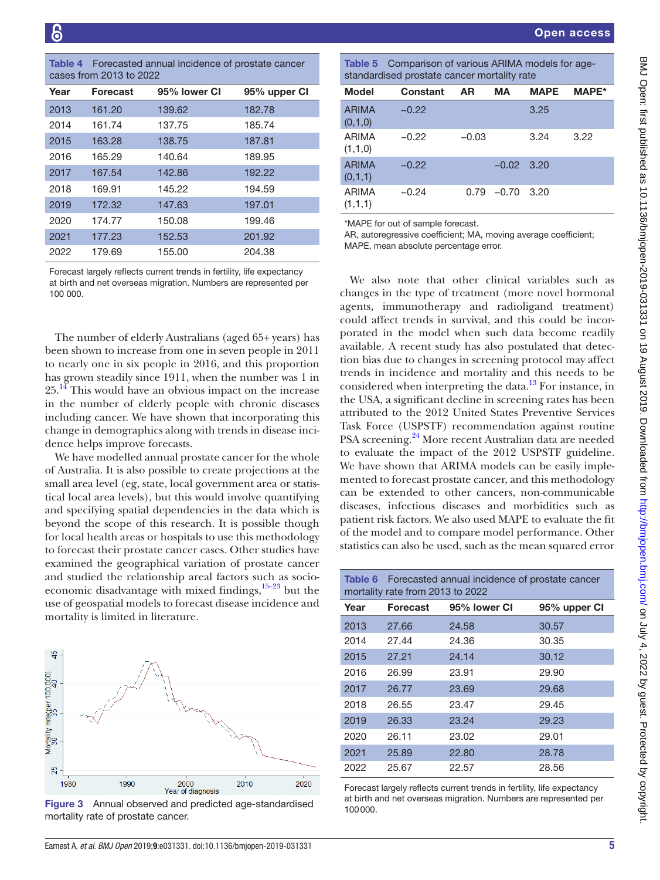**Table 4** Forecasted annual incidence of prostate cancer cases from 2013 to 2022

| Year | Forecast | 95% lower CI | 95% upper CI |
|---|---|---|---|
| 2013 | 161.20 | 139.62 | 182.78 |
| 2014 | 161.74 | 137.75 | 185.74 |
| 2015 | 163.28 | 138.75 | 187.81 |
| 2016 | 165.29 | 140.64 | 189.95 |
| 2017 | 167.54 | 142.86 | 192.22 |
| 2018 | 169.91 | 145.22 | 194.59 |
| 2019 | 172.32 | 147.63 | 197.01 |
| 2020 | 174.77 | 150.08 | 199.46 |
| 2021 | 177.23 | 152.53 | 201.92 |
| 2022 | 179.69 | 155.00 | 204.38 |

Forecast largely reflects current trends in fertility, life expectancy at birth and net overseas migration. Numbers are represented per 100 000.

The number of elderly Australians (aged 65+ years) has been shown to increase from one in seven people in 2011 to nearly one in six people in 2016, and this proportion has grown steadily since 1911, when the number was 1 in 25.[14] This would have an obvious impact on the increase in the number of elderly people with chronic diseases including cancer. We have shown that incorporating this change in demographics along with trends in disease incidence helps improve forecasts.

We have modelled annual prostate cancer for the whole of Australia. It is also possible to create projections at the small area level (eg, state, local government area or statistical local area levels), but this would involve quantifying and specifying spatial dependencies in the data which is beyond the scope of this research. It is possible though for local health areas or hospitals to use this methodology to forecast their prostate cancer cases. Other studies have examined the geographical variation of prostate cancer and studied the relationship areal factors such as socioeconomic disadvantage with mixed findings,[15–23] but the use of geospatial models to forecast disease incidence and mortality is limited in literature.

**Figure 3** Annual observed and predicted age-standardised mortality rate of prostate cancer.

**Table 5** Comparison of various ARIMA models for age-standardised prostate cancer mortality rate

| Model | Constant | AR | MA | MAPE | MAPE* |
|---|---|---|---|---|---|
| ARIMA (0,1,0) | −0.22 | | | 3.25 | |
| ARIMA (1,1,0) | −0.22 | −0.03 | | 3.24 | 3.22 |
| ARIMA (0,1,1) | −0.22 | | −0.02 | 3.20 | |
| ARIMA (1,1,1) | −0.24 | 0.79 | −0.70 | 3.20 | |

*MAPE for out of sample forecast.
AR, autoregressive coefficient; MA, moving average coefficient; MAPE, mean absolute percentage error.

We also note that other clinical variables such as changes in the type of treatment (more novel hormonal agents, immunotherapy and radioligand treatment) could affect trends in survival, and this could be incorporated in the model when such data become readily available. A recent study has also postulated that detection bias due to changes in screening protocol may affect trends in incidence and mortality and this needs to be considered when interpreting the data.[13] For instance, in the USA, a significant decline in screening rates has been attributed to the 2012 United States Preventive Services Task Force (USPSTF) recommendation against routine PSA screening.[24] More recent Australian data are needed to evaluate the impact of the 2012 USPSTF guideline. We have shown that ARIMA models can be easily implemented to forecast prostate cancer, and this methodology can be extended to other cancers, non-communicable diseases, infectious diseases and morbidities such as patient risk factors. We also used MAPE to evaluate the fit of the model and to compare model performance. Other statistics can also be used, such as the mean squared error

**Table 6** Forecasted annual incidence of prostate cancer mortality rate from 2013 to 2022

| Year | Forecast | 95% lower CI | 95% upper CI |
|---|---|---|---|
| 2013 | 27.66 | 24.58 | 30.57 |
| 2014 | 27.44 | 24.36 | 30.35 |
| 2015 | 27.21 | 24.14 | 30.12 |
| 2016 | 26.99 | 23.91 | 29.90 |
| 2017 | 26.77 | 23.69 | 29.68 |
| 2018 | 26.55 | 23.47 | 29.45 |
| 2019 | 26.33 | 23.24 | 29.23 |
| 2020 | 26.11 | 23.02 | 29.01 |
| 2021 | 25.89 | 22.80 | 28.78 |
| 2022 | 25.67 | 22.57 | 28.56 |

Forecast largely reflects current trends in fertility, life expectancy at birth and net overseas migration. Numbers are represented per 100 000.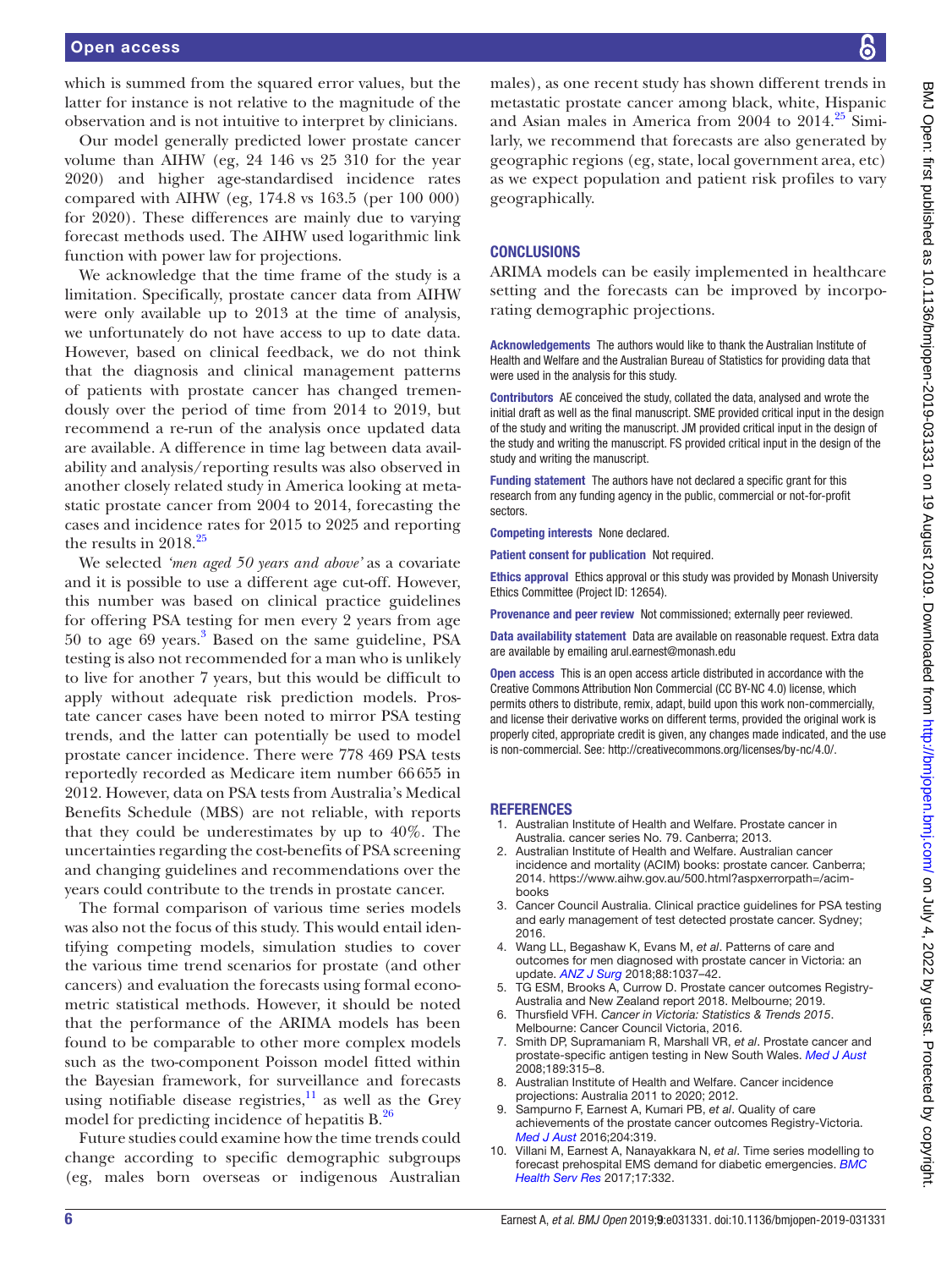which is summed from the squared error values, but the latter for instance is not relative to the magnitude of the observation and is not intuitive to interpret by clinicians.

Our model generally predicted lower prostate cancer volume than AIHW (eg, 24 146 vs 25 310 for the year 2020) and higher age-standardised incidence rates compared with AIHW (eg, 174.8 vs 163.5 (per 100 000) for 2020). These differences are mainly due to varying forecast methods used. The AIHW used logarithmic link function with power law for projections.

We acknowledge that the time frame of the study is a limitation. Specifically, prostate cancer data from AIHW were only available up to 2013 at the time of analysis, we unfortunately do not have access to up to date data. However, based on clinical feedback, we do not think that the diagnosis and clinical management patterns of patients with prostate cancer has changed tremendously over the period of time from 2014 to 2019, but recommend a re-run of the analysis once updated data are available. A difference in time lag between data availability and analysis/reporting results was also observed in another closely related study in America looking at metastatic prostate cancer from 2004 to 2014, forecasting the cases and incidence rates for 2015 to 2025 and reporting the results in 2018.[25]

We selected *'men aged 50 years and above'* as a covariate and it is possible to use a different age cut-off. However, this number was based on clinical practice guidelines for offering PSA testing for men every 2 years from age 50 to age 69 years.[3] Based on the same guideline, PSA testing is also not recommended for a man who is unlikely to live for another 7 years, but this would be difficult to apply without adequate risk prediction models. Prostate cancer cases have been noted to mirror PSA testing trends, and the latter can potentially be used to model prostate cancer incidence. There were 778 469 PSA tests reportedly recorded as Medicare item number 66 655 in 2012. However, data on PSA tests from Australia's Medical Benefits Schedule (MBS) are not reliable, with reports that they could be underestimates by up to 40%. The uncertainties regarding the cost-benefits of PSA screening and changing guidelines and recommendations over the years could contribute to the trends in prostate cancer.

The formal comparison of various time series models was also not the focus of this study. This would entail identifying competing models, simulation studies to cover the various time trend scenarios for prostate (and other cancers) and evaluation the forecasts using formal econometric statistical methods. However, it should be noted that the performance of the ARIMA models has been found to be comparable to other more complex models such as the two-component Poisson model fitted within the Bayesian framework, for surveillance and forecasts using notifiable disease registries,[11] as well as the Grey model for predicting incidence of hepatitis B.[26]

Future studies could examine how the time trends could change according to specific demographic subgroups (eg, males born overseas or indigenous Australian males), as one recent study has shown different trends in metastatic prostate cancer among black, white, Hispanic and Asian males in America from 2004 to 2014.[25] Similarly, we recommend that forecasts are also generated by geographic regions (eg, state, local government area, etc) as we expect population and patient risk profiles to vary geographically.

## CONCLUSIONS

ARIMA models can be easily implemented in healthcare setting and the forecasts can be improved by incorporating demographic projections.

**Acknowledgements** The authors would like to thank the Australian Institute of Health and Welfare and the Australian Bureau of Statistics for providing data that were used in the analysis for this study.

**Contributors** AE conceived the study, collated the data, analysed and wrote the initial draft as well as the final manuscript. SME provided critical input in the design of the study and writing the manuscript. JM provided critical input in the design of the study and writing the manuscript. FS provided critical input in the design of the study and writing the manuscript.

**Funding statement** The authors have not declared a specific grant for this research from any funding agency in the public, commercial or not-for-profit sectors.

**Competing interests** None declared.

**Patient consent for publication** Not required.

**Ethics approval** Ethics approval or this study was provided by Monash University Ethics Committee (Project ID: 12654).

**Provenance and peer review** Not commissioned; externally peer reviewed.

**Data availability statement** Data are available on reasonable request. Extra data are available by emailing arul.earnest@monash.edu

**Open access** This is an open access article distributed in accordance with the Creative Commons Attribution Non Commercial (CC BY-NC 4.0) license, which permits others to distribute, remix, adapt, build upon this work non-commercially, and license their derivative works on different terms, provided the original work is properly cited, appropriate credit is given, any changes made indicated, and the use is non-commercial. See: http://creativecommons.org/licenses/by-nc/4.0/.

## REFERENCES

1. Australian Institute of Health and Welfare. Prostate cancer in Australia. cancer series No. 79. Canberra; 2013.
2. Australian Institute of Health and Welfare. Australian cancer incidence and mortality (ACIM) books: prostate cancer. Canberra; 2014. https://www.aihw.gov.au/500.html?aspxerrorpath=/acim-books
3. Cancer Council Australia. Clinical practice guidelines for PSA testing and early management of test detected prostate cancer. Sydney; 2016.
4. Wang LL, Begashaw K, Evans M, *et al*. Patterns of care and outcomes for men diagnosed with prostate cancer in Victoria: an update. *ANZ J Surg* 2018;88:1037–42.
5. TG ESM, Brooks A, Currow D. Prostate cancer outcomes Registry-Australia and New Zealand report 2018. Melbourne; 2019.
6. Thursfield VFH. *Cancer in Victoria: Statistics & Trends 2015*. Melbourne: Cancer Council Victoria, 2016.
7. Smith DP, Supramaniam R, Marshall VR, *et al*. Prostate cancer and prostate-specific antigen testing in New South Wales. *Med J Aust* 2008;189:315–8.
8. Australian Institute of Health and Welfare. Cancer incidence projections: Australia 2011 to 2020; 2012.
9. Sampurno F, Earnest A, Kumari PB, *et al*. Quality of care achievements of the prostate cancer outcomes Registry-Victoria. *Med J Aust* 2016;204:319.
10. Villani M, Earnest A, Nanayakkara N, *et al*. Time series modelling to forecast prehospital EMS demand for diabetic emergencies. *BMC Health Serv Res* 2017;17:332.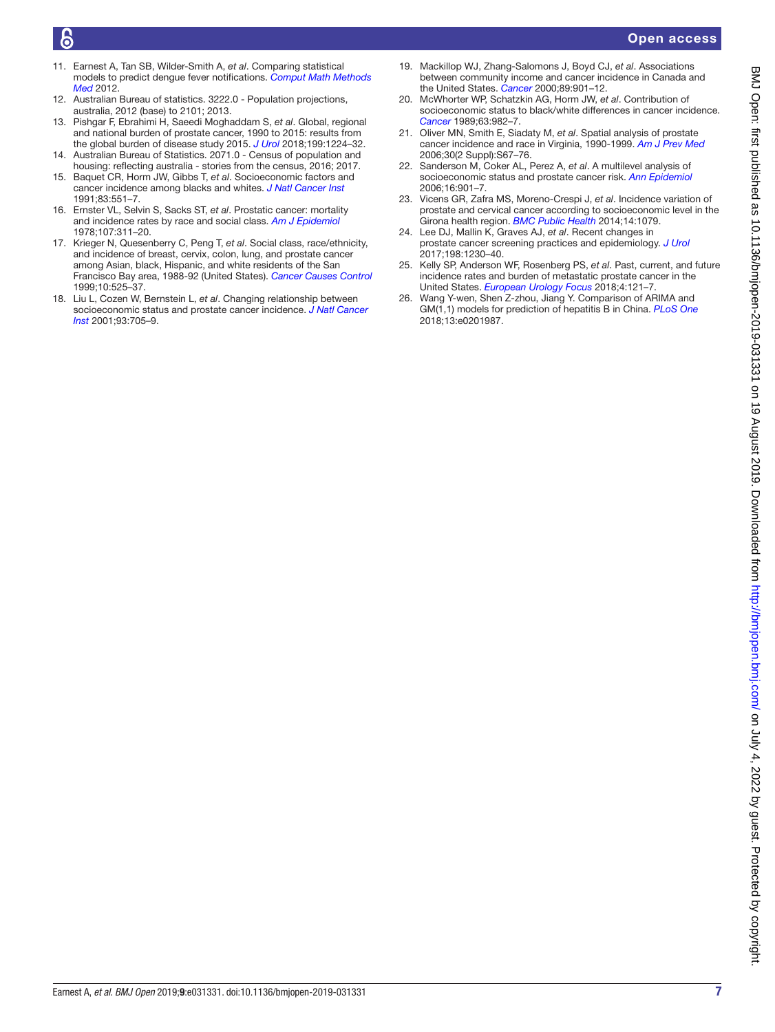11. Earnest A, Tan SB, Wilder-Smith A, *et al*. Comparing statistical models to predict dengue fever notifications. *Comput Math Methods Med* 2012.
12. Australian Bureau of statistics. 3222.0 - Population projections, australia, 2012 (base) to 2101; 2013.
13. Pishgar F, Ebrahimi H, Saeedi Moghaddam S, *et al*. Global, regional and national burden of prostate cancer, 1990 to 2015: results from the global burden of disease study 2015. *J Urol* 2018;199:1224–32.
14. Australian Bureau of Statistics. 2071.0 - Census of population and housing: reflecting australia - stories from the census, 2016; 2017.
15. Baquet CR, Horm JW, Gibbs T, *et al*. Socioeconomic factors and cancer incidence among blacks and whites. *J Natl Cancer Inst* 1991;83:551–7.
16. Ernster VL, Selvin S, Sacks ST, *et al*. Prostatic cancer: mortality and incidence rates by race and social class. *Am J Epidemiol* 1978;107:311–20.
17. Krieger N, Quesenberry C, Peng T, *et al*. Social class, race/ethnicity, and incidence of breast, cervix, colon, lung, and prostate cancer among Asian, black, Hispanic, and white residents of the San Francisco Bay area, 1988-92 (United States). *Cancer Causes Control* 1999;10:525–37.
18. Liu L, Cozen W, Bernstein L, *et al*. Changing relationship between socioeconomic status and prostate cancer incidence. *J Natl Cancer Inst* 2001;93:705–9.
19. Mackillop WJ, Zhang-Salomons J, Boyd CJ, *et al*. Associations between community income and cancer incidence in Canada and the United States. *Cancer* 2000;89:901–12.
20. McWhorter WP, Schatzkin AG, Horm JW, *et al*. Contribution of socioeconomic status to black/white differences in cancer incidence. *Cancer* 1989;63:982–7.
21. Oliver MN, Smith E, Siadaty M, *et al*. Spatial analysis of prostate cancer incidence and race in Virginia, 1990-1999. *Am J Prev Med* 2006;30(2 Suppl):S67–76.
22. Sanderson M, Coker AL, Perez A, *et al*. A multilevel analysis of socioeconomic status and prostate cancer risk. *Ann Epidemiol* 2006;16:901–7.
23. Vicens GR, Zafra MS, Moreno-Crespi J, *et al*. Incidence variation of prostate and cervical cancer according to socioeconomic level in the Girona health region. *BMC Public Health* 2014;14:1079.
24. Lee DJ, Mallin K, Graves AJ, *et al*. Recent changes in prostate cancer screening practices and epidemiology. *J Urol* 2017;198:1230–40.
25. Kelly SP, Anderson WF, Rosenberg PS, *et al*. Past, current, and future incidence rates and burden of metastatic prostate cancer in the United States. *European Urology Focus* 2018;4:121–7.
26. Wang Y-wen, Shen Z-zhou, Jiang Y. Comparison of ARIMA and GM(1,1) models for prediction of hepatitis B in China. *PLoS One* 2018;13:e0201987.